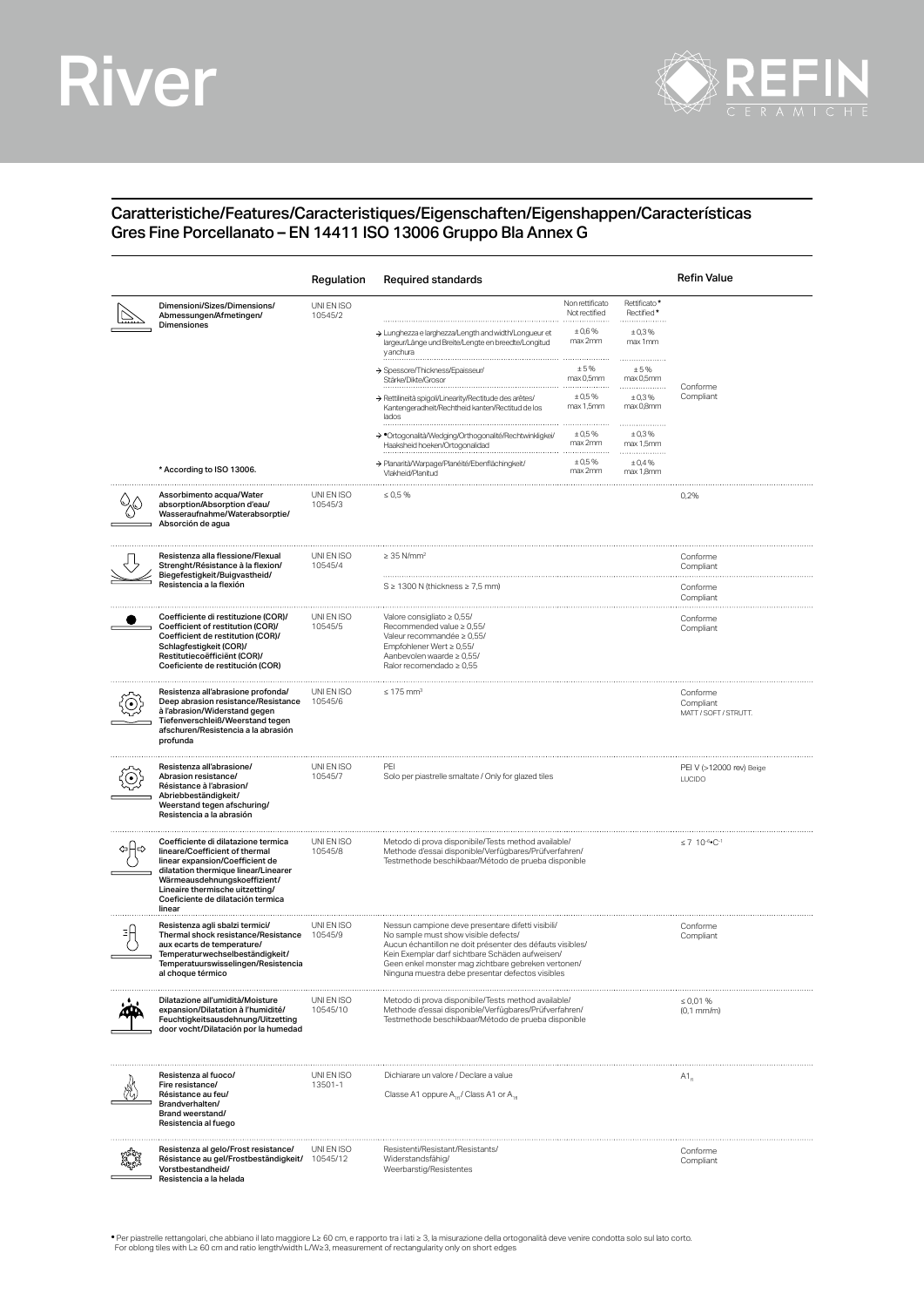# River

REFIN CERAMICHE

## Caratteristiche/Features/Caracteristiques/Eigenschaften/Eigenshappen/Características
## Gres Fine Porcellanato – EN 14411 ISO 13006 Gruppo Bla Annex G

| | Regulation | Required standards | Non rettificato Not rectified | Rettificato* Rectified* | Refin Value |
|---|---|---|---|---|---|
| Dimensioni/Sizes/Dimensions/ Abmessungen/Afmetingen/ Dimensiones | UNI EN ISO 10545/2 | | | | Conforme Compliant |
| | | → Lunghezza e larghezza/Length and width/Longueur et largeur/Länge und Breite/Lengte en breedte/Longitud y anchura | ± 0,6 % max 2mm | ± 0,3 % max 1mm | |
| | | → Spessore/Thickness/Epaisseur/ Stärke/Dikte/Grosor | ± 5 % max 0,5mm | ± 5 % max 0,5mm | |
| | | → Rettilineità spigoli/Linearity/Rectitude des arêtes/ Kantengeradheit/Rechtheid kanten/Rectitud de los lados | ± 0,5 % max 1,5mm | ± 0,3 % max 0,8mm | |
| | | → •Ortogonalità/Wedging/Orthogonalité/Rechtwinkligkeit/ Haaksheid hoeken/Ortogonalidad | ± 0,5 % max 2mm | ± 0,3 % max 1,5mm | |
| * According to ISO 13006. | | → Planarità/Warpage/Planéité/Ebenflächingkeit/ Vlakheid/Planitud | ± 0,5 % max 2mm | ± 0,4 % max 1,8mm | |
| Assorbimento acqua/Water absorption/Absorption d'eau/ Wasseraufnahme/Waterabsorptie/ Absorción de agua | UNI EN ISO 10545/3 | ≤ 0,5 % | | | 0,2% |
| Resistenza alla flessione/Flexual Strenght/Résistance à la flexion/ Biegefestigkeit/Buigvastheid/ Resistencia a la flexión | UNI EN ISO 10545/4 | ≥ 35 N/mm² | | | Conforme Compliant |
| | | S ≥ 1300 N (thickness ≥ 7,5 mm) | | | Conforme Compliant |
| Coefficiente di restituzione (COR)/ Coefficient of restitution (COR)/ Coefficient de restitution (COR)/ Schlagfestigkeit (COR)/ Restitutiecoëfficiënt (COR)/ Coeficiente de restitución (COR) | UNI EN ISO 10545/5 | Valore consigliato ≥ 0,55/ Recommended value ≥ 0,55/ Valeur recommandée ≥ 0,55/ Empfohlener Wert ≥ 0,55/ Aanbevolen waarde ≥ 0,55/ Ralor recomendado ≥ 0,55 | | | Conforme Compliant |
| Resistenza all'abrasione profonda/ Deep abrasion resistance/Resistance à l'abrasion/Widerstand gegen Tiefenverschleiß/Weerstand tegen afschuren/Resistencia a la abrasión profunda | UNI EN ISO 10545/6 | ≤ 175 mm³ | | | Conforme Compliant MATT / SOFT / STRUTT. |
| Resistenza all'abrasione/ Abrasion resistance/ Résistance à l'abrasion/ Abriebbeständigkeit/ Weerstand tegen afschuring/ Resistencia a la abrasión | UNI EN ISO 10545/7 | PEI Solo per piastrelle smaltate / Only for glazed tiles | | | PEI V (>12000 rev) Beige LUCIDO |
| Coefficiente di dilatazione termica lineare/Coefficient of thermal linear expansion/Coefficient de dilatation thermique linear/Linearer Wärmeausdehnungskoeffizient/ Lineaire thermische uitzetting/ Coeficiente de dilatación termica linear | UNI EN ISO 10545/8 | Metodo di prova disponibile/Tests method available/ Methode d'essai disponible/Verfügbares/Prüfverfahren/ Testmethode beschikbaar/Método de prueba disponible | | | ≤ 7 $10^{-6}$•$C^{-1}$ |
| Resistenza agli sbalzi termici/ Thermal shock resistance/Resistance aux ecarts de temperature/ Temperaturwechselbeständigkeit/ Temperatuurswisselingen/Resistencia al choque térmico | UNI EN ISO 10545/9 | Nessun campione deve presentare difetti visibili/ No sample must show visible defects/ Aucun échantillon ne doit présenter des défauts visibles/ Kein Exemplar darf sichtbare Schäden aufweisen/ Geen enkel monster mag zichtbare gebreken vertonen/ Ninguna muestra debe presentar defectos visibles | | | Conforme Compliant |
| Dilatazione all'umidità/Moisture expansion/Dilatation à l'humidité/ Feuchtigkeitsausdehnung/Uitzetting door vocht/Dilatación por la humedad | UNI EN ISO 10545/10 | Metodo di prova disponibile/Tests method available/ Methode d'essai disponible/Verfügbares/Prüfverfahren/ Testmethode beschikbaar/Método de prueba disponible | | | ≤ 0,01 % (0,1 mm/m) |
| Resistenza al fuoco/ Fire resistance/ Résistance au feu/ Brandverhalten/ Brand weerstand/ Resistencia al fuego | UNI EN ISO 13501-1 | Dichiarare un valore / Declare a value<br>Classe A1 oppure $A_{1fl}$ / Class A1 or $A_{1fl}$ | | | $A1_{fl}$ |
| Resistenza al gelo/Frost resistance/ Résistance au gel/Frostbeständigkeit/ Vorstbestandheid/ Resistencia a la helada | UNI EN ISO 10545/12 | Resistenti/Resistant/Resistants/ Widerstandsfähig/ Weerbarstig/Resistentes | | | Conforme Compliant |

• Per piastrelle rettangolari, che abbiano il lato maggiore L≥ 60 cm, e rapporto tra i lati ≥ 3, la misurazione della ortogonalità deve venire condotta solo sul lato corto.
For oblong tiles with L≥ 60 cm and ratio length/width L/W≥3, measurement of rectangularity only on short edges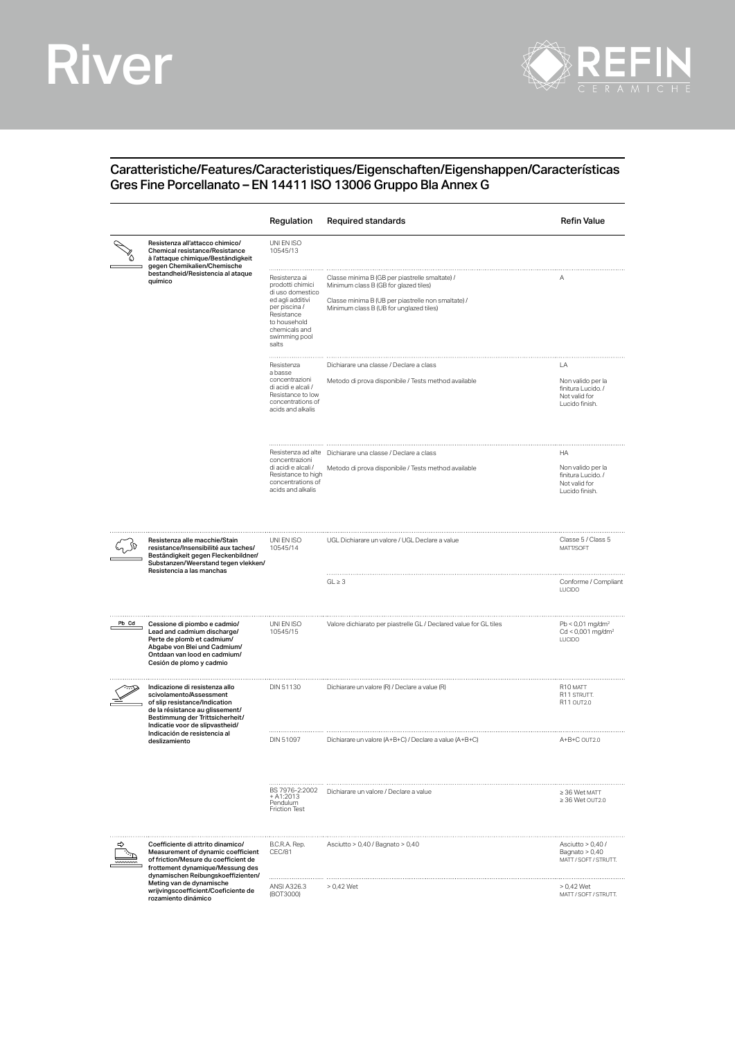# River

REFIN CERAMICHE

## Caratteristiche/Features/Caracteristiques/Eigenschaften/Eigenshappen/Características
## Gres Fine Porcellanato – EN 14411 ISO 13006 Gruppo BIa Annex G

| | Regulation | Required standards | Refin Value |
|---|---|---|---|
| Resistenza all'attacco chimico/ Chemical resistance/Resistance à l'attaque chimique/Beständigkeit gegen Chemikalien/Chemische bestandheid/Resistencia al ataque químico | UNI EN ISO 10545/13 | | |
| | Resistenza ai prodotti chimici di uso domestico ed agli additivi per piscina / Resistance to household chemicals and swimming pool salts | Classe minima B (GB per piastrelle smaltate) / Minimum class B (GB for glazed tiles)<br><br>Classe minima B (UB per piastrelle non smaltate) / Minimum class B (UB for unglazed tiles) | A |
| | Resistenza a basse concentrazioni di acidi e alcali / Resistance to low concentrations of acids and alkalis | Dichiarare una classe / Declare a class<br><br>Metodo di prova disponibile / Tests method available | LA<br><br>Non valido per la finitura Lucido. / Not valid for Lucido finish. |
| | Resistenza ad alte concentrazioni di acidi e alcali / Resistance to high concentrations of acids and alkalis | Dichiarare una classe / Declare a class<br><br>Metodo di prova disponibile / Tests method available | HA<br><br>Non valido per la finitura Lucido. / Not valid for Lucido finish. |
| Resistenza alle macchie/Stain resistance/Insensibilité aux taches/ Beständigkeit gegen Fleckenbildner/ Substanzen/Weerstand tegen vlekken/ Resistencia a las manchas | UNI EN ISO 10545/14 | UGL Dichiarare un valore / UGL Declare a value | Classe 5 / Class 5 MATT/SOFT |
| | | GL ≥ 3 | Conforme / Compliant LUCIDO |
| Cessione di piombo e cadmio/ Lead and cadmium discharge/ Perte de plomb et cadmium/ Abgabe von Blei und Cadmium/ Ontdaan van lood en cadmium/ Cesión de plomo y cadmio | UNI EN ISO 10545/15 | Valore dichiarato per piastrelle GL / Declared value for GL tiles | Pb < 0,01 mg/dm²<br>Cd < 0,001 mg/dm²<br>LUCIDO |
| Indicazione di resistenza allo scivolamento/Assessment of slip resistance/Indication de la résistance au glissement/ Bestimmung der Trittsicherheit/ Indicatie voor de slipvastheid/ Indicación de resistencia al deslizamiento | DIN 51130 | Dichiarare un valore (R) / Declare a value (R) | R10 MATT<br>R11 STRUTT.<br>R11 OUT2.0 |
| | DIN 51097 | Dichiarare un valore (A+B+C) / Declare a value (A+B+C) | A+B+C OUT2.0 |
| | BS 7976-2:2002 + A1:2013 Pendulum Friction Test | Dichiarare un valore / Declare a value | ≥ 36 Wet MATT<br>≥ 36 Wet OUT2.0 |
| Coefficiente di attrito dinamico/ Measurement of dynamic coefficient of friction/Mesure du coefficient de frottement dynamique/Messung des dynamischen Reibungskoeffizienten/ Meting van de dynamische wrijvingscoefficient/Coeficiente de rozamiento dinámico | B.C.R.A. Rep. CEC/81 | Asciutto > 0,40 / Bagnato > 0,40 | Asciutto > 0,40 /<br>Bagnato > 0,40<br>MATT / SOFT / STRUTT. |
| | ANSI A326.3 (BOT3000) | > 0,42 Wet | > 0,42 Wet<br>MATT / SOFT / STRUTT. |